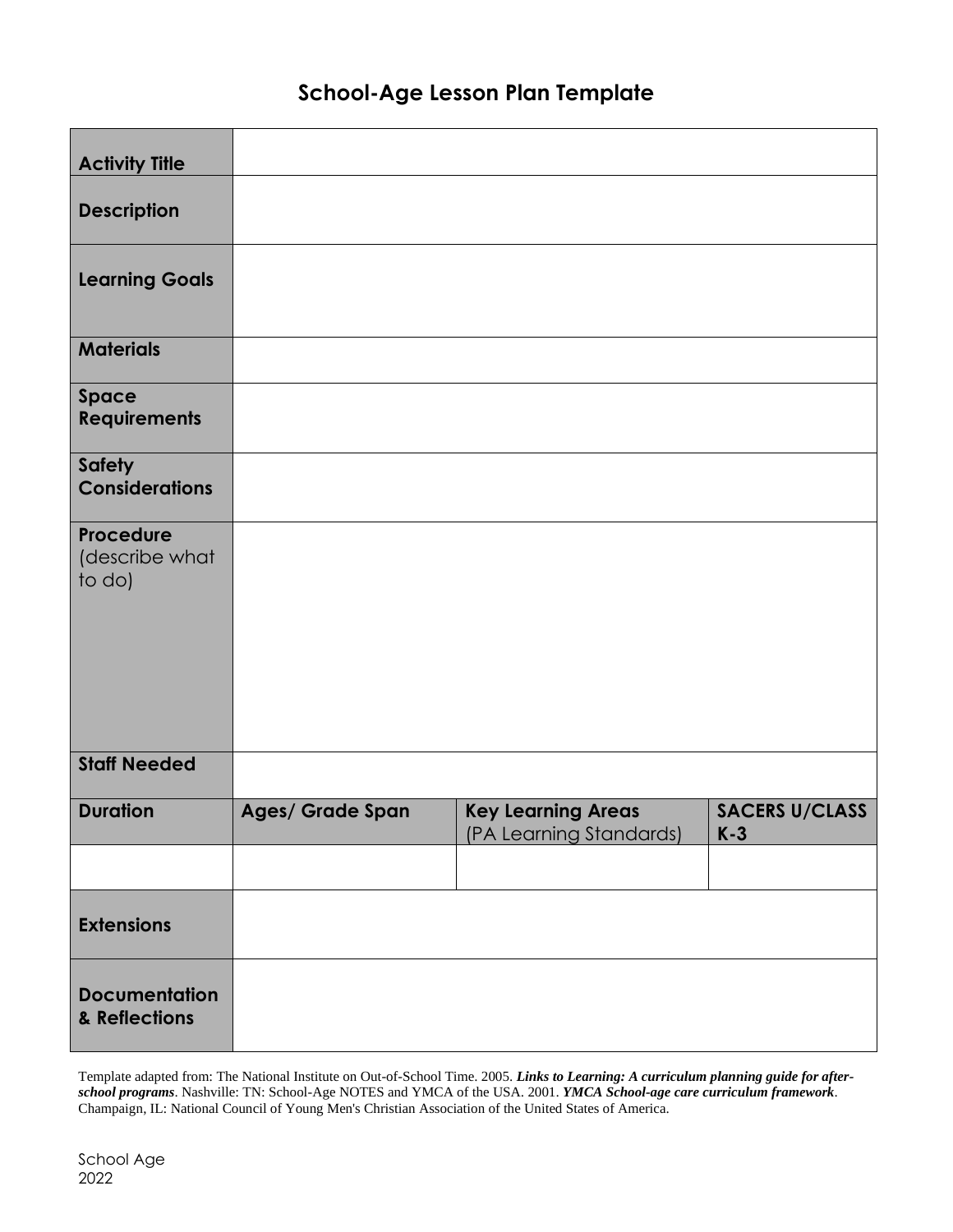# School-Age Lesson Plan Template

| | | | |
|---|---|---|---|
| **Activity Title** | | | |
| **Description** | | | |
| **Learning Goals** | | | |
| **Materials** | | | |
| **Space Requirements** | | | |
| **Safety Considerations** | | | |
| **Procedure** (describe what to do) | | | |
| **Staff Needed** | | | |
| **Duration** | **Ages/ Grade Span** | **Key Learning Areas** (PA Learning Standards) | **SACERS U/CLASS K-3** |
| | | | |
| **Extensions** | | | |
| **Documentation & Reflections** | | | |

Template adapted from: The National Institute on Out-of-School Time. 2005. ***Links to Learning: A curriculum planning guide for after-school programs***. Nashville: TN: School-Age NOTES and YMCA of the USA. 2001. ***YMCA School-age care curriculum framework***. Champaign, IL: National Council of Young Men's Christian Association of the United States of America.

School Age
2022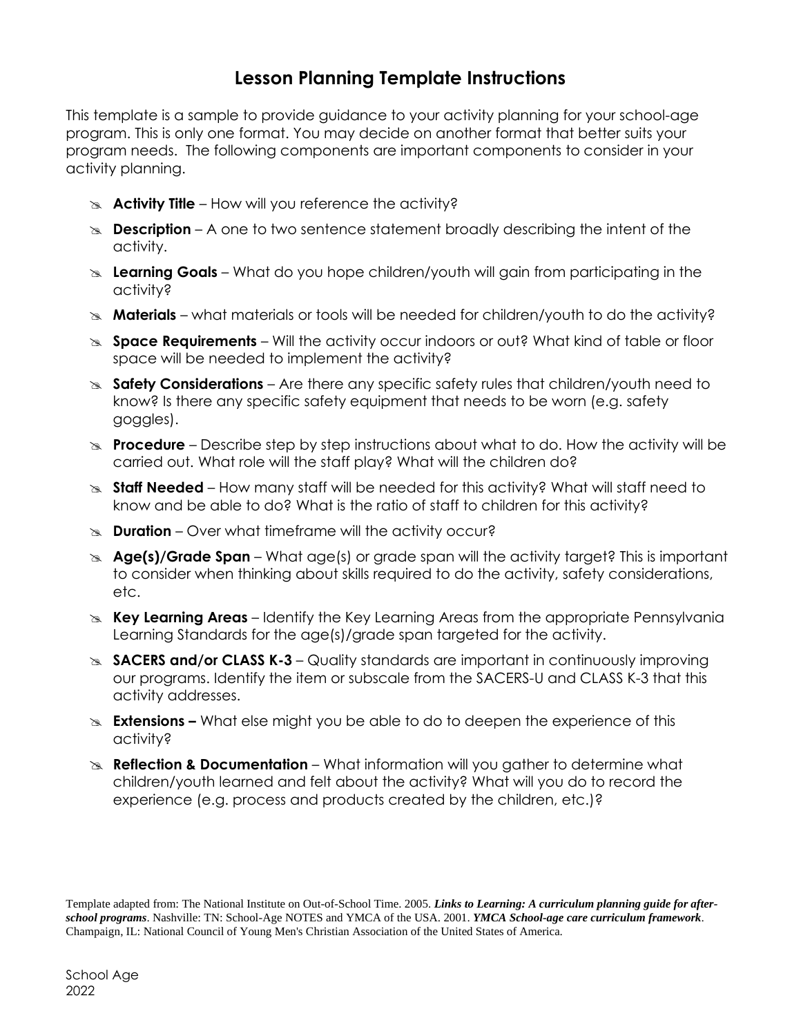# Lesson Planning Template Instructions

This template is a sample to provide guidance to your activity planning for your school-age program. This is only one format. You may decide on another format that better suits your program needs. The following components are important components to consider in your activity planning.

- **Activity Title** – How will you reference the activity?
- **Description** – A one to two sentence statement broadly describing the intent of the activity.
- **Learning Goals** – What do you hope children/youth will gain from participating in the activity?
- **Materials** – what materials or tools will be needed for children/youth to do the activity?
- **Space Requirements** – Will the activity occur indoors or out? What kind of table or floor space will be needed to implement the activity?
- **Safety Considerations** – Are there any specific safety rules that children/youth need to know? Is there any specific safety equipment that needs to be worn (e.g. safety goggles).
- **Procedure** – Describe step by step instructions about what to do. How the activity will be carried out. What role will the staff play? What will the children do?
- **Staff Needed** – How many staff will be needed for this activity? What will staff need to know and be able to do? What is the ratio of staff to children for this activity?
- **Duration** – Over what timeframe will the activity occur?
- **Age(s)/Grade Span** – What age(s) or grade span will the activity target? This is important to consider when thinking about skills required to do the activity, safety considerations, etc.
- **Key Learning Areas** – Identify the Key Learning Areas from the appropriate Pennsylvania Learning Standards for the age(s)/grade span targeted for the activity.
- **SACERS and/or CLASS K-3** – Quality standards are important in continuously improving our programs. Identify the item or subscale from the SACERS-U and CLASS K-3 that this activity addresses.
- **Extensions –** What else might you be able to do to deepen the experience of this activity?
- **Reflection & Documentation** – What information will you gather to determine what children/youth learned and felt about the activity? What will you do to record the experience (e.g. process and products created by the children, etc.)?

Template adapted from: The National Institute on Out-of-School Time. 2005. ***Links to Learning: A curriculum planning guide for after-school programs***. Nashville: TN: School-Age NOTES and YMCA of the USA. 2001. ***YMCA School-age care curriculum framework***. Champaign, IL: National Council of Young Men's Christian Association of the United States of America.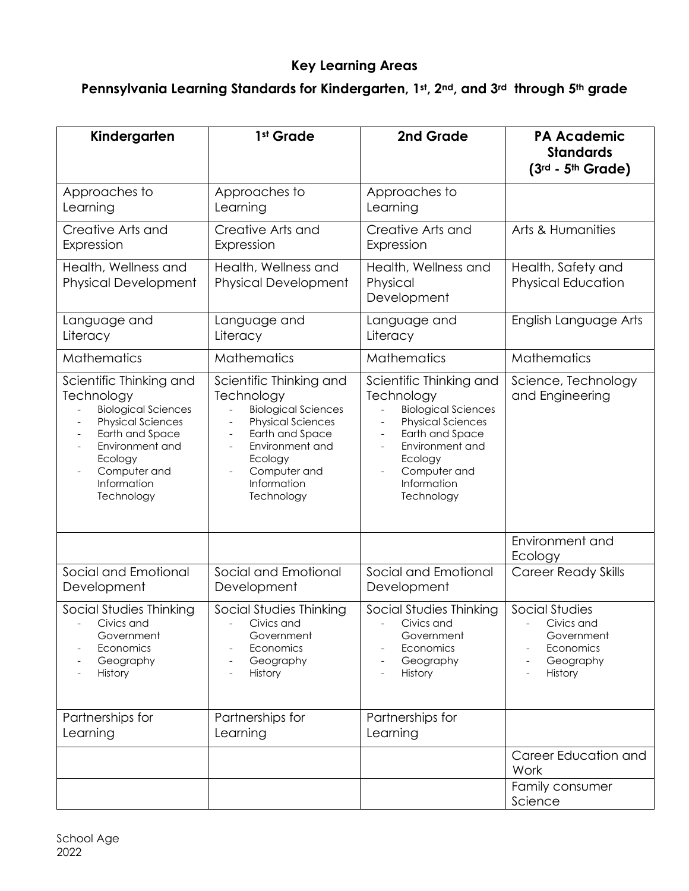**Key Learning Areas**

**Pennsylvania Learning Standards for Kindergarten, 1st, 2nd, and 3rd through 5th grade**

| Kindergarten | 1st Grade | 2nd Grade | PA Academic Standards (3rd - 5th Grade) |
|---|---|---|---|
| Approaches to Learning | Approaches to Learning | Approaches to Learning | |
| Creative Arts and Expression | Creative Arts and Expression | Creative Arts and Expression | Arts & Humanities |
| Health, Wellness and Physical Development | Health, Wellness and Physical Development | Health, Wellness and Physical Development | Health, Safety and Physical Education |
| Language and Literacy | Language and Literacy | Language and Literacy | English Language Arts |
| Mathematics | Mathematics | Mathematics | Mathematics |
| Scientific Thinking and Technology<br>- Biological Sciences<br>- Physical Sciences<br>- Earth and Space<br>- Environment and Ecology<br>- Computer and Information Technology | Scientific Thinking and Technology<br>- Biological Sciences<br>- Physical Sciences<br>- Earth and Space<br>- Environment and Ecology<br>- Computer and Information Technology | Scientific Thinking and Technology<br>- Biological Sciences<br>- Physical Sciences<br>- Earth and Space<br>- Environment and Ecology<br>- Computer and Information Technology | Science, Technology and Engineering |
| | | | Environment and Ecology |
| Social and Emotional Development | Social and Emotional Development | Social and Emotional Development | Career Ready Skills |
| Social Studies Thinking<br>- Civics and Government<br>- Economics<br>- Geography<br>- History | Social Studies Thinking<br>- Civics and Government<br>- Economics<br>- Geography<br>- History | Social Studies Thinking<br>- Civics and Government<br>- Economics<br>- Geography<br>- History | Social Studies<br>- Civics and Government<br>- Economics<br>- Geography<br>- History |
| Partnerships for Learning | Partnerships for Learning | Partnerships for Learning | |
| | | | Career Education and Work |
| | | | Family consumer Science |

School Age
2022